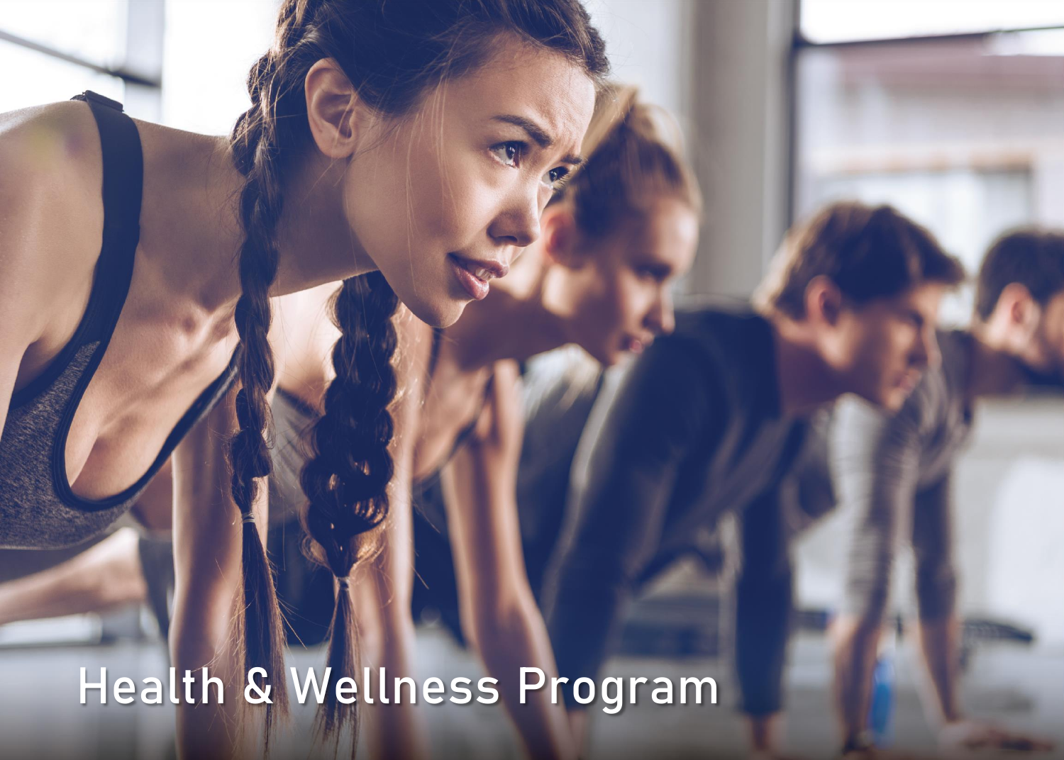# Health & Wellness Program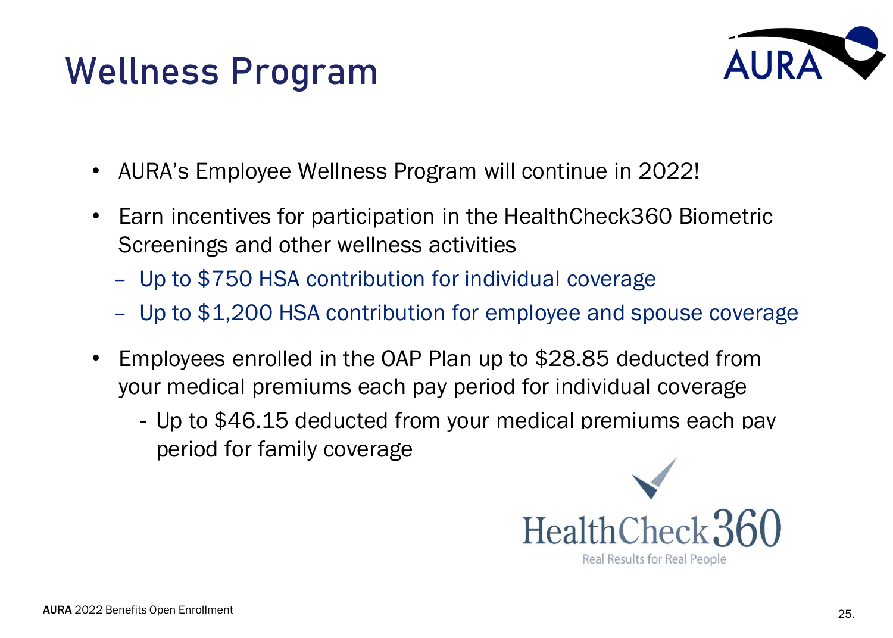# Wellness Program

- AURA's Employee Wellness Program will continue in 2022!
- Earn incentives for participation in the HealthCheck360 Biometric Screenings and other wellness activities
  - Up to $750 HSA contribution for individual coverage
  - Up to $1,200 HSA contribution for employee and spouse coverage
- Employees enrolled in the OAP Plan up to $28.85 deducted from your medical premiums each pay period for individual coverage
  - Up to $46.15 deducted from your medical premiums each pay period for family coverage

HealthCheck360

Real Results for Real People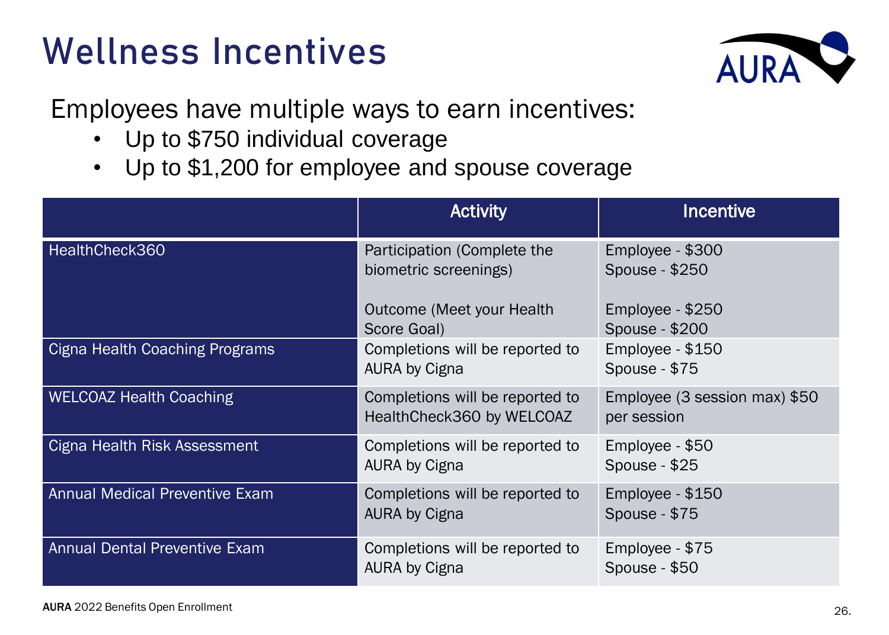# Wellness Incentives

Employees have multiple ways to earn incentives:

- Up to $750 individual coverage
- Up to $1,200 for employee and spouse coverage

| | Activity | Incentive |
|---|---|---|
| HealthCheck360 | Participation (Complete the biometric screenings)<br><br>Outcome (Meet your Health Score Goal) | Employee - $300<br>Spouse - $250<br><br>Employee - $250<br>Spouse - $200 |
| Cigna Health Coaching Programs | Completions will be reported to AURA by Cigna | Employee - $150<br>Spouse - $75 |
| WELCOAZ Health Coaching | Completions will be reported to HealthCheck360 by WELCOAZ | Employee (3 session max) $50 per session |
| Cigna Health Risk Assessment | Completions will be reported to AURA by Cigna | Employee - $50<br>Spouse - $25 |
| Annual Medical Preventive Exam | Completions will be reported to AURA by Cigna | Employee - $150<br>Spouse - $75 |
| Annual Dental Preventive Exam | Completions will be reported to AURA by Cigna | Employee - $75<br>Spouse - $50 |